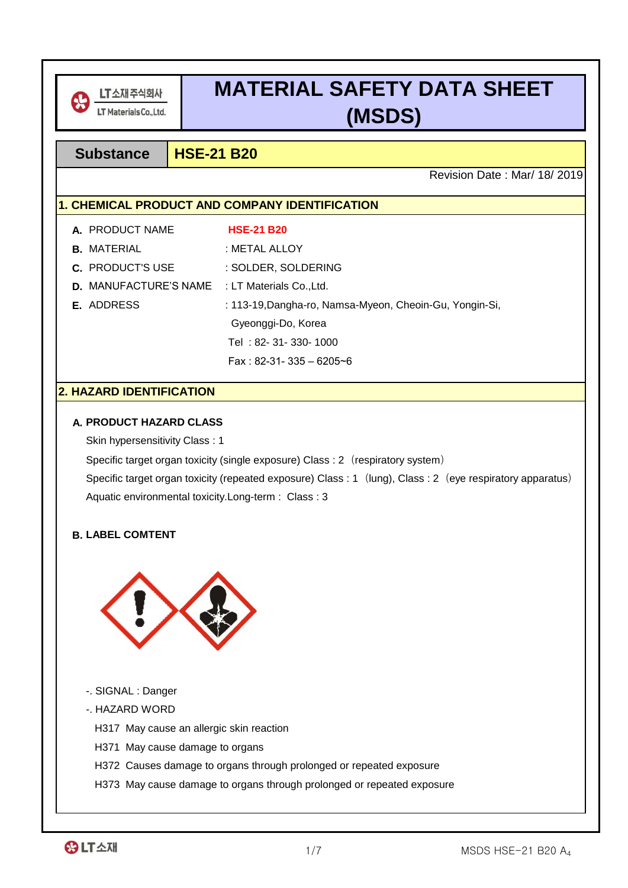LT소재주식회사
LT Materials Co.,Ltd.

# MATERIAL SAFETY DATA SHEET (MSDS)

| Substance | HSE-21 B20 |
|---|---|

Revision Date : Mar/ 18/ 2019

## 1. CHEMICAL PRODUCT AND COMPANY IDENTIFICATION

**A.** PRODUCT NAME **HSE-21 B20**

**B.** MATERIAL : METAL ALLOY

**C.** PRODUCT'S USE : SOLDER, SOLDERING

**D.** MANUFACTURE'S NAME : LT Materials Co.,Ltd.

**E.** ADDRESS : 113-19,Dangha-ro, Namsa-Myeon, Cheoin-Gu, Yongin-Si, Gyeonggi-Do, Korea

Tel : 82- 31- 330- 1000

Fax : 82-31- 335 – 6205~6

## 2. HAZARD IDENTIFICATION

**A. PRODUCT HAZARD CLASS**

Skin hypersensitivity Class : 1

Specific target organ toxicity (single exposure) Class : 2 （respiratory system）

Specific target organ toxicity (repeated exposure) Class : 1 （lung), Class : 2 （eye respiratory apparatus）

Aquatic environmental toxicity.Long-term : Class : 3

**B. LABEL COMTENT**

-. SIGNAL : Danger

-. HAZARD WORD

H317 May cause an allergic skin reaction

H371 May cause damage to organs

H372 Causes damage to organs through prolonged or repeated exposure

H373 May cause damage to organs through prolonged or repeated exposure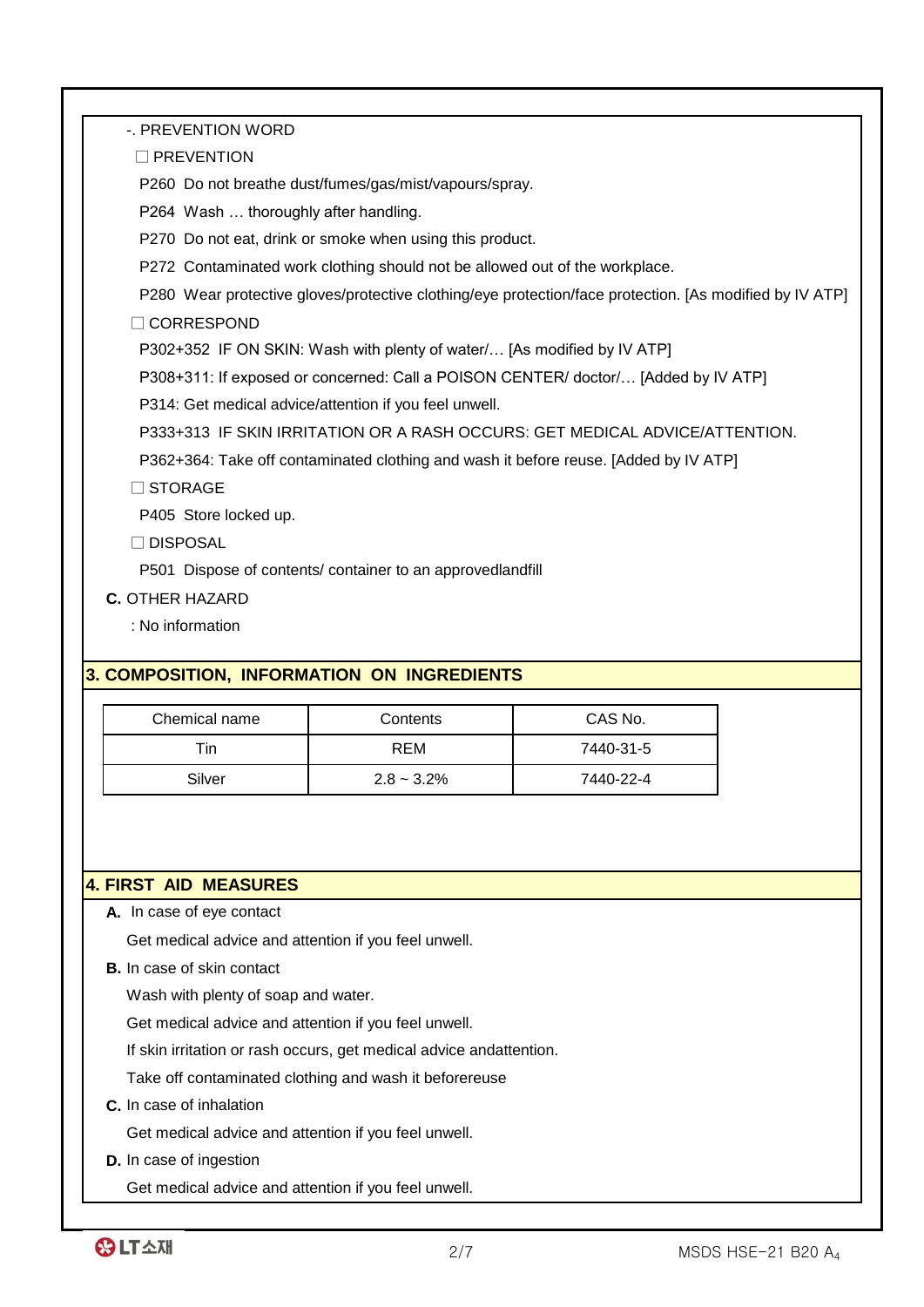-. PREVENTION WORD

☐ PREVENTION

P260 Do not breathe dust/fumes/gas/mist/vapours/spray.

P264 Wash … thoroughly after handling.

P270 Do not eat, drink or smoke when using this product.

P272 Contaminated work clothing should not be allowed out of the workplace.

P280 Wear protective gloves/protective clothing/eye protection/face protection. [As modified by IV ATP]

☐ CORRESPOND

P302+352 IF ON SKIN: Wash with plenty of water/… [As modified by IV ATP]

P308+311: If exposed or concerned: Call a POISON CENTER/ doctor/… [Added by IV ATP]

P314: Get medical advice/attention if you feel unwell.

P333+313 IF SKIN IRRITATION OR A RASH OCCURS: GET MEDICAL ADVICE/ATTENTION.

P362+364: Take off contaminated clothing and wash it before reuse. [Added by IV ATP]

☐ STORAGE

P405 Store locked up.

☐ DISPOSAL

P501 Dispose of contents/ container to an approvedlandfill

**C.** OTHER HAZARD

: No information

## 3. COMPOSITION, INFORMATION ON INGREDIENTS

| Chemical name | Contents | CAS No. |
|---|---|---|
| Tin | REM | 7440-31-5 |
| Silver | 2.8 ~ 3.2% | 7440-22-4 |

## 4. FIRST AID MEASURES

**A.** In case of eye contact

Get medical advice and attention if you feel unwell.

**B.** In case of skin contact

Wash with plenty of soap and water.

Get medical advice and attention if you feel unwell.

If skin irritation or rash occurs, get medical advice andattention.

Take off contaminated clothing and wash it beforereuse

**C.** In case of inhalation

Get medical advice and attention if you feel unwell.

**D.** In case of ingestion

Get medical advice and attention if you feel unwell.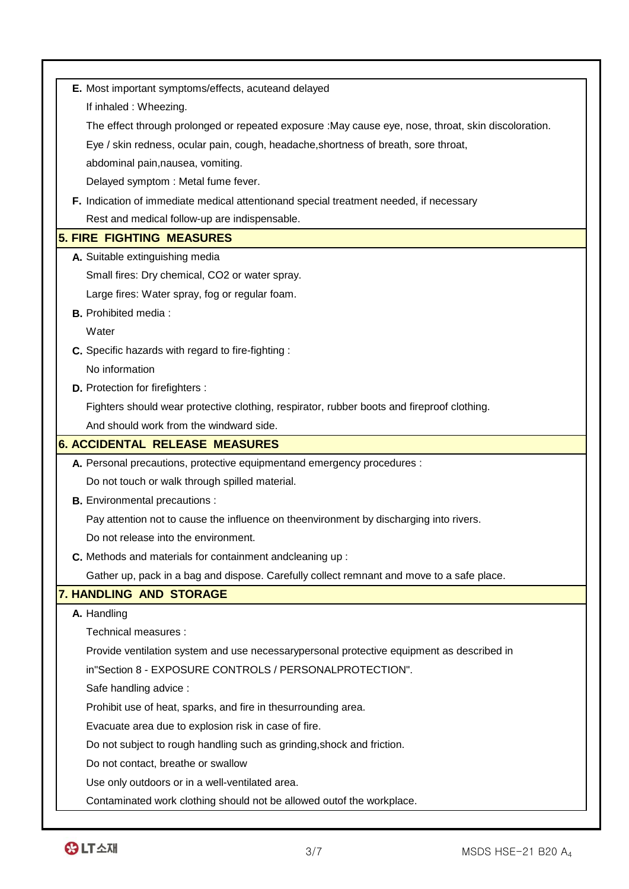**E.** Most important symptoms/effects, acuteand delayed

If inhaled : Wheezing.

The effect through prolonged or repeated exposure :May cause eye, nose, throat, skin discoloration.

Eye / skin redness, ocular pain, cough, headache,shortness of breath, sore throat,

abdominal pain,nausea, vomiting.

Delayed symptom : Metal fume fever.

**F.** Indication of immediate medical attentionand special treatment needed, if necessary

Rest and medical follow-up are indispensable.

## 5. FIRE FIGHTING MEASURES

**A.** Suitable extinguishing media

Small fires: Dry chemical, $CO_2$ or water spray.

Large fires: Water spray, fog or regular foam.

**B.** Prohibited media :

Water

**C.** Specific hazards with regard to fire-fighting :

No information

**D.** Protection for firefighters :

Fighters should wear protective clothing, respirator, rubber boots and fireproof clothing.

And should work from the windward side.

## 6. ACCIDENTAL RELEASE MEASURES

**A.** Personal precautions, protective equipmentand emergency procedures :

Do not touch or walk through spilled material.

**B.** Environmental precautions :

Pay attention not to cause the influence on theenvironment by discharging into rivers.

Do not release into the environment.

**C.** Methods and materials for containment andcleaning up :

Gather up, pack in a bag and dispose. Carefully collect remnant and move to a safe place.

## 7. HANDLING AND STORAGE

**A.** Handling

Technical measures :

Provide ventilation system and use necessarypersonal protective equipment as described in

in"Section 8 - EXPOSURE CONTROLS / PERSONALPROTECTION".

Safe handling advice :

Prohibit use of heat, sparks, and fire in thesurrounding area.

Evacuate area due to explosion risk in case of fire.

Do not subject to rough handling such as grinding,shock and friction.

Do not contact, breathe or swallow

Use only outdoors or in a well-ventilated area.

Contaminated work clothing should not be allowed outof the workplace.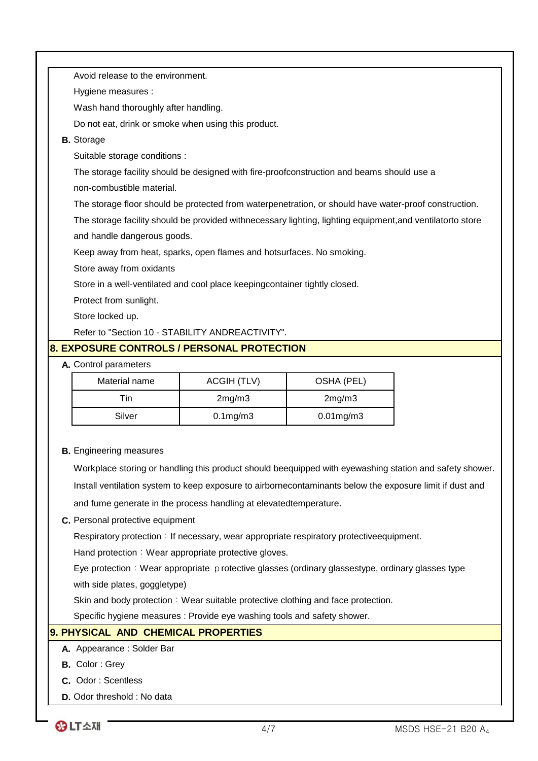Avoid release to the environment.

Hygiene measures :

Wash hand thoroughly after handling.

Do not eat, drink or smoke when using this product.

**B.** Storage

Suitable storage conditions :

The storage facility should be designed with fire-proofconstruction and beams should use a non-combustible material.

The storage floor should be protected from waterpenetration, or should have water-proof construction.

The storage facility should be provided withnecessary lighting, lighting equipment,and ventilatorto store and handle dangerous goods.

Keep away from heat, sparks, open flames and hotsurfaces. No smoking.

Store away from oxidants

Store in a well-ventilated and cool place keepingcontainer tightly closed.

Protect from sunlight.

Store locked up.

Refer to "Section 10 - STABILITY ANDREACTIVITY".

## 8. EXPOSURE CONTROLS / PERSONAL PROTECTION

**A.** Control parameters

| Material name | ACGIH (TLV) | OSHA (PEL) |
|---|---|---|
| Tin | 2mg/m3 | 2mg/m3 |
| Silver | 0.1mg/m3 | 0.01mg/m3 |

**B.** Engineering measures

Workplace storing or handling this product should beequipped with eyewashing station and safety shower.

Install ventilation system to keep exposure to airbornecontaminants below the exposure limit if dust and and fume generate in the process handling at elevatedtemperature.

**C.** Personal protective equipment

Respiratory protection：If necessary, wear appropriate respiratory protectiveequipment.

Hand protection：Wear appropriate protective gloves.

Eye protection：Wear appropriate ｐrotective glasses (ordinary glassestype, ordinary glasses type with side plates, goggletype)

Skin and body protection：Wear suitable protective clothing and face protection.

Specific hygiene measures : Provide eye washing tools and safety shower.

## 9. PHYSICAL AND CHEMICAL PROPERTIES

**A.** Appearance : Solder Bar

**B.** Color : Grey

**C.** Odor : Scentless

**D.** Odor threshold : No data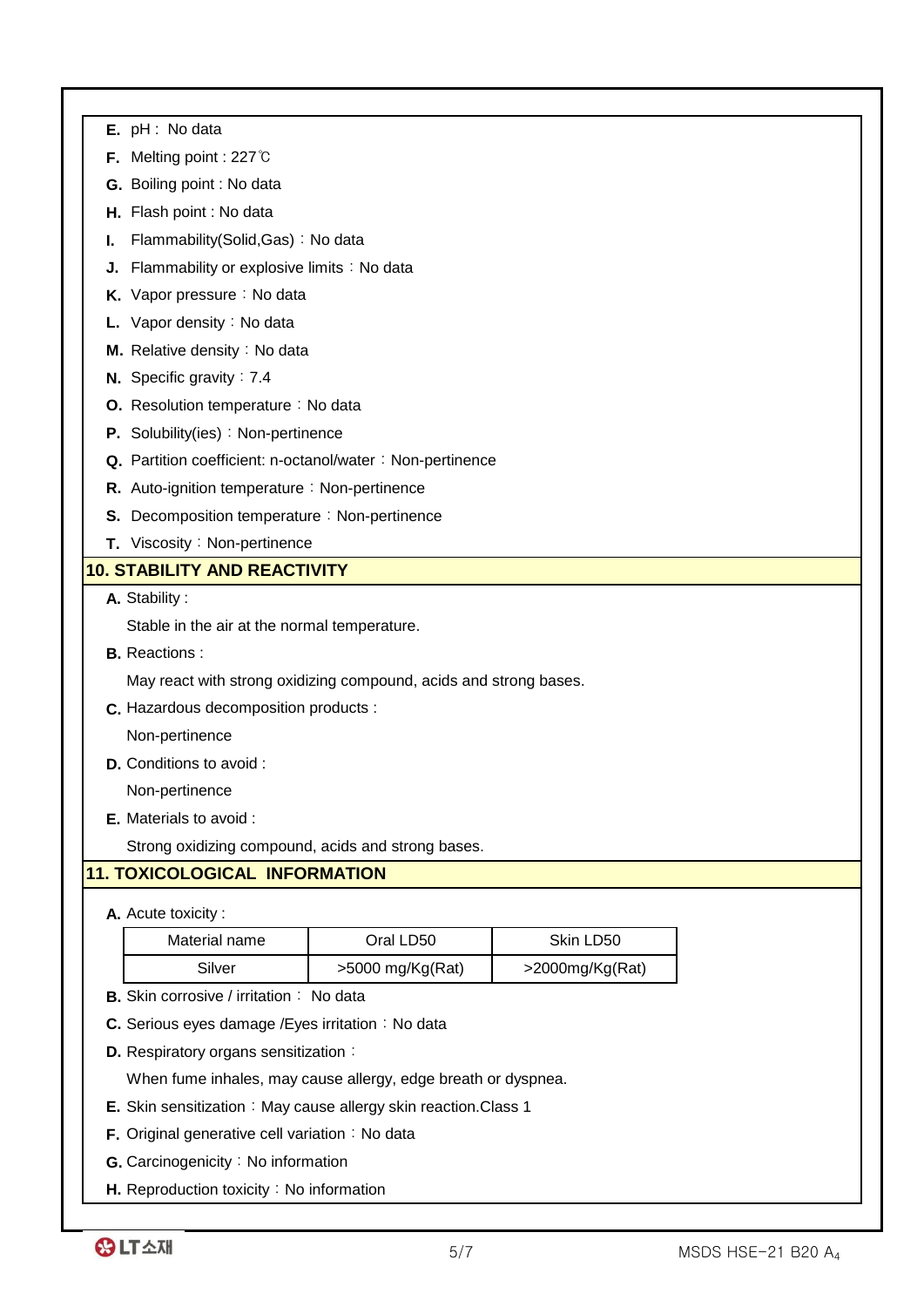**E.** pH : No data

**F.** Melting point : 227℃

**G.** Boiling point : No data

**H.** Flash point : No data

**I.** Flammability(Solid,Gas) : No data

**J.** Flammability or explosive limits : No data

**K.** Vapor pressure : No data

**L.** Vapor density : No data

**M.** Relative density : No data

**N.** Specific gravity : 7.4

**O.** Resolution temperature : No data

**P.** Solubility(ies) : Non-pertinence

**Q.** Partition coefficient: n-octanol/water : Non-pertinence

**R.** Auto-ignition temperature : Non-pertinence

**S.** Decomposition temperature : Non-pertinence

**T.** Viscosity : Non-pertinence

## 10. STABILITY AND REACTIVITY

**A.** Stability :

Stable in the air at the normal temperature.

**B.** Reactions :

May react with strong oxidizing compound, acids and strong bases.

**C.** Hazardous decomposition products :

Non-pertinence

**D.** Conditions to avoid :

Non-pertinence

**E.** Materials to avoid :

Strong oxidizing compound, acids and strong bases.

## 11. TOXICOLOGICAL INFORMATION

**A.** Acute toxicity :

| Material name | Oral LD50 | Skin LD50 |
|---|---|---|
| Silver | >5000 mg/Kg(Rat) | >2000mg/Kg(Rat) |

**B.** Skin corrosive / irritation : No data

**C.** Serious eyes damage /Eyes irritation : No data

**D.** Respiratory organs sensitization :

When fume inhales, may cause allergy, edge breath or dyspnea.

**E.** Skin sensitization : May cause allergy skin reaction.Class 1

**F.** Original generative cell variation : No data

**G.** Carcinogenicity : No information

**H.** Reproduction toxicity : No information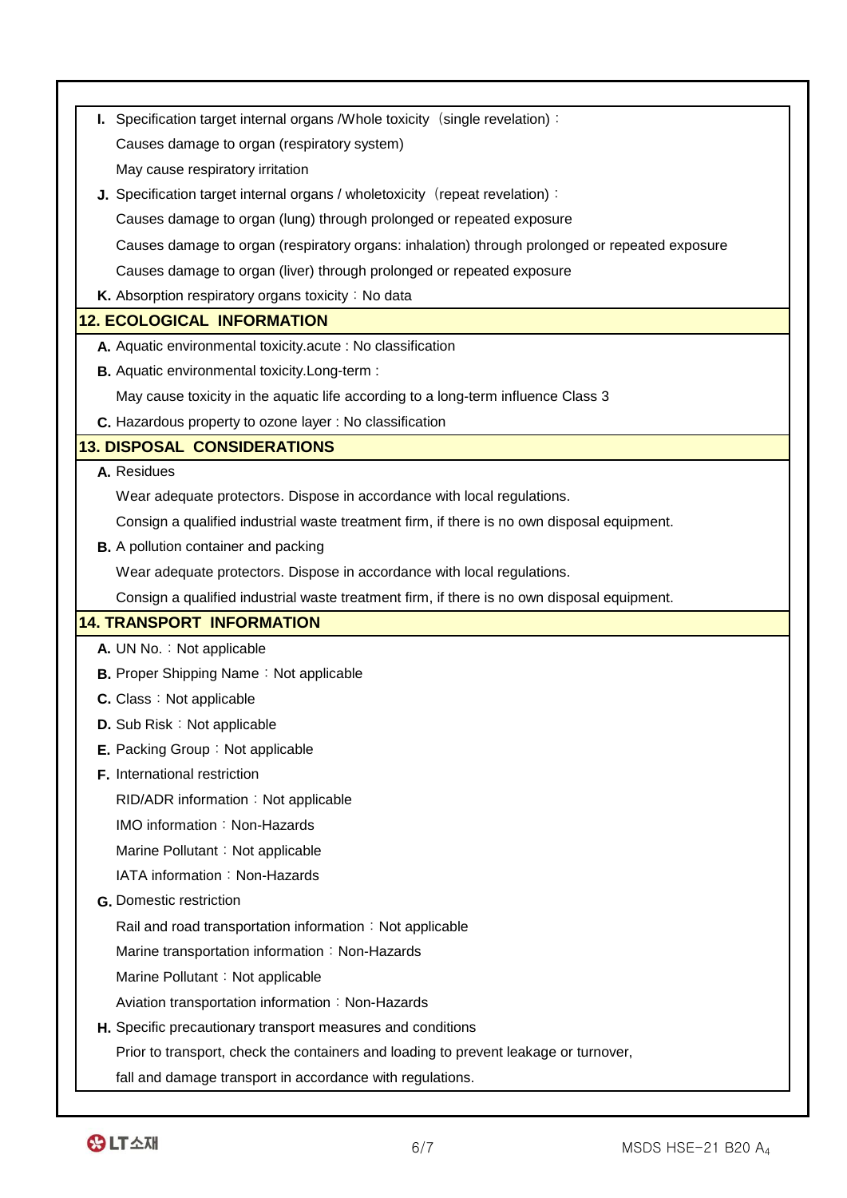**I.** Specification target internal organs /Whole toxicity（single revelation）:

Causes damage to organ (respiratory system)

May cause respiratory irritation

**J.** Specification target internal organs / wholetoxicity（repeat revelation）:

Causes damage to organ (lung) through prolonged or repeated exposure

Causes damage to organ (respiratory organs: inhalation) through prolonged or repeated exposure

Causes damage to organ (liver) through prolonged or repeated exposure

**K.** Absorption respiratory organs toxicity：No data

## 12. ECOLOGICAL INFORMATION

**A.** Aquatic environmental toxicity.acute : No classification

**B.** Aquatic environmental toxicity.Long-term :

May cause toxicity in the aquatic life according to a long-term influence Class 3

**C.** Hazardous property to ozone layer : No classification

## 13. DISPOSAL CONSIDERATIONS

**A.** Residues

Wear adequate protectors. Dispose in accordance with local regulations.

Consign a qualified industrial waste treatment firm, if there is no own disposal equipment.

**B.** A pollution container and packing

Wear adequate protectors. Dispose in accordance with local regulations.

Consign a qualified industrial waste treatment firm, if there is no own disposal equipment.

## 14. TRANSPORT INFORMATION

**A.** UN No.：Not applicable

**B.** Proper Shipping Name：Not applicable

**C.** Class：Not applicable

**D.** Sub Risk：Not applicable

**E.** Packing Group：Not applicable

**F.** International restriction

RID/ADR information：Not applicable

IMO information：Non-Hazards

Marine Pollutant：Not applicable

IATA information：Non-Hazards

**G.** Domestic restriction

Rail and road transportation information：Not applicable

Marine transportation information：Non-Hazards

Marine Pollutant：Not applicable

Aviation transportation information：Non-Hazards

**H.** Specific precautionary transport measures and conditions

Prior to transport, check the containers and loading to prevent leakage or turnover,

fall and damage transport in accordance with regulations.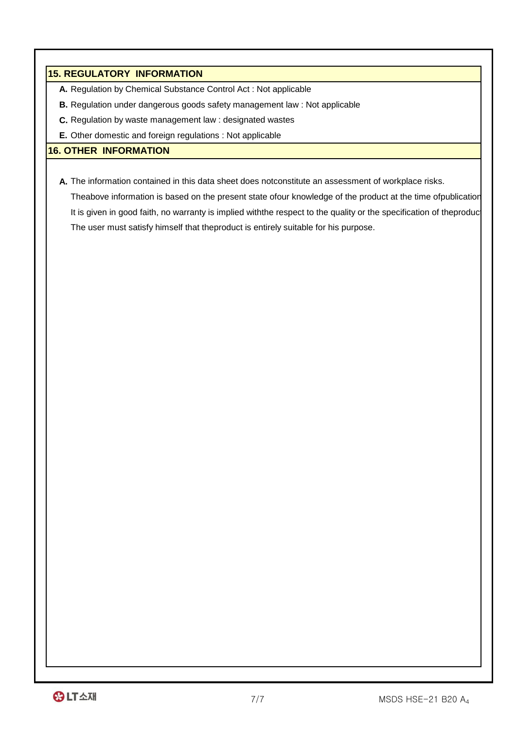## 15. REGULATORY INFORMATION

**A.** Regulation by Chemical Substance Control Act : Not applicable

**B.** Regulation under dangerous goods safety management law : Not applicable

**C.** Regulation by waste management law : designated wastes

**E.** Other domestic and foreign regulations : Not applicable

## 16. OTHER INFORMATION

**A.** The information contained in this data sheet does notconstitute an assessment of workplace risks.
Theabove information is based on the present state ofour knowledge of the product at the time ofpublication
It is given in good faith, no warranty is implied withthe respect to the quality or the specification of theproduc
The user must satisfy himself that theproduct is entirely suitable for his purpose.